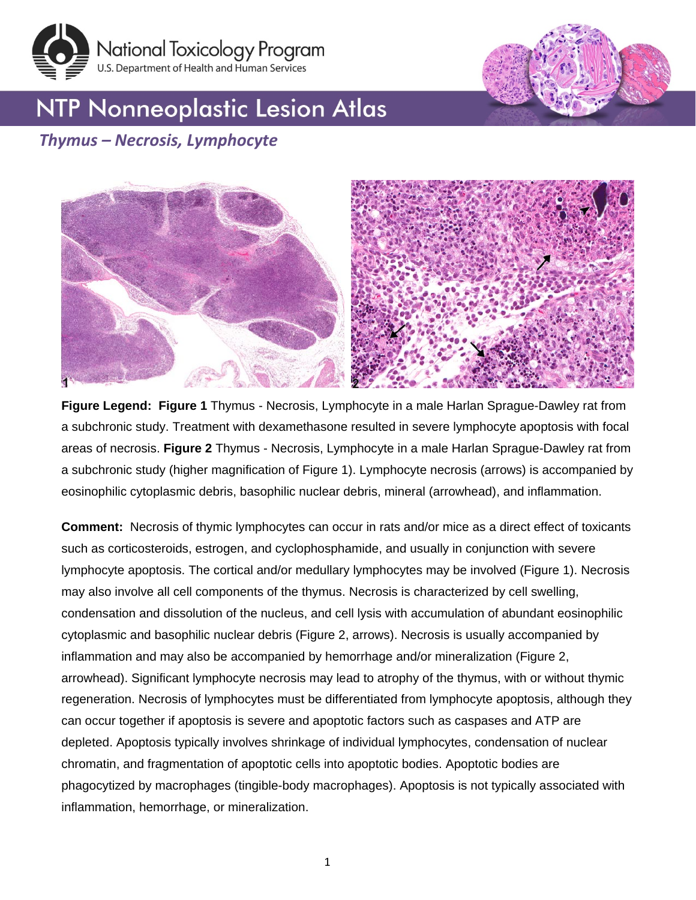# NTP Nonneoplastic Lesion Atlas

## *Thymus – Necrosis, Lymphocyte*

**Figure Legend: Figure 1** Thymus - Necrosis, Lymphocyte in a male Harlan Sprague-Dawley rat from a subchronic study. Treatment with dexamethasone resulted in severe lymphocyte apoptosis with focal areas of necrosis. **Figure 2** Thymus - Necrosis, Lymphocyte in a male Harlan Sprague-Dawley rat from a subchronic study (higher magnification of Figure 1). Lymphocyte necrosis (arrows) is accompanied by eosinophilic cytoplasmic debris, basophilic nuclear debris, mineral (arrowhead), and inflammation.

**Comment:** Necrosis of thymic lymphocytes can occur in rats and/or mice as a direct effect of toxicants such as corticosteroids, estrogen, and cyclophosphamide, and usually in conjunction with severe lymphocyte apoptosis. The cortical and/or medullary lymphocytes may be involved (Figure 1). Necrosis may also involve all cell components of the thymus. Necrosis is characterized by cell swelling, condensation and dissolution of the nucleus, and cell lysis with accumulation of abundant eosinophilic cytoplasmic and basophilic nuclear debris (Figure 2, arrows). Necrosis is usually accompanied by inflammation and may also be accompanied by hemorrhage and/or mineralization (Figure 2, arrowhead). Significant lymphocyte necrosis may lead to atrophy of the thymus, with or without thymic regeneration. Necrosis of lymphocytes must be differentiated from lymphocyte apoptosis, although they can occur together if apoptosis is severe and apoptotic factors such as caspases and ATP are depleted. Apoptosis typically involves shrinkage of individual lymphocytes, condensation of nuclear chromatin, and fragmentation of apoptotic cells into apoptotic bodies. Apoptotic bodies are phagocytized by macrophages (tingible-body macrophages). Apoptosis is not typically associated with inflammation, hemorrhage, or mineralization.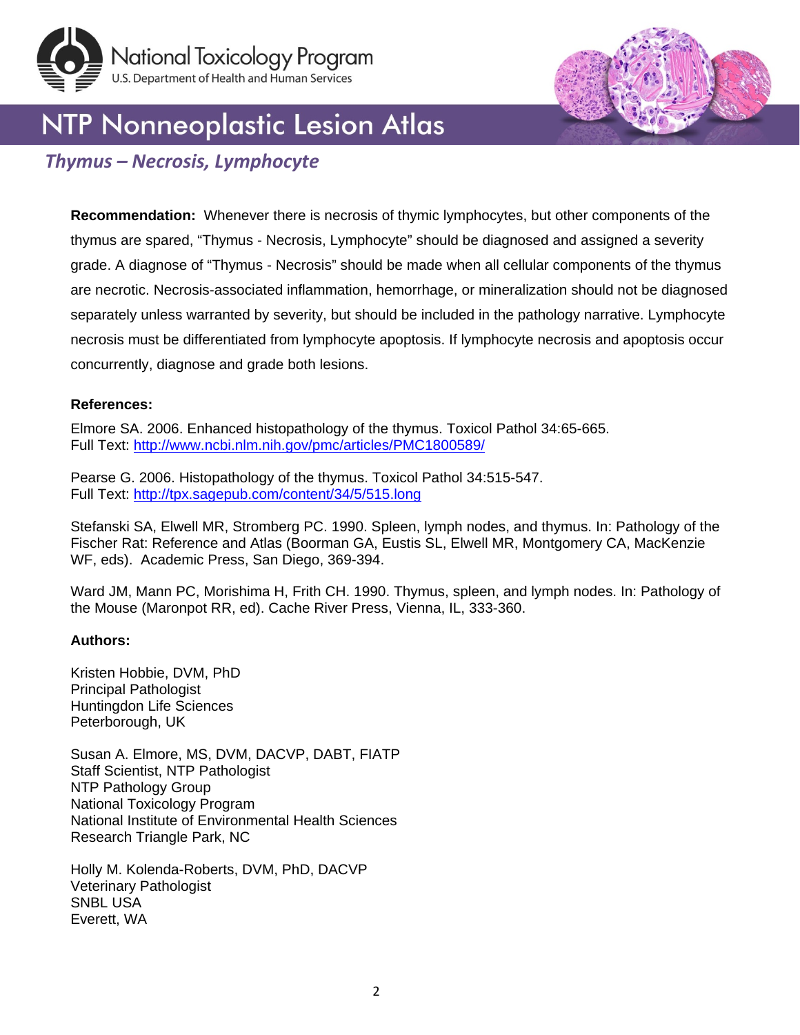# NTP Nonneoplastic Lesion Atlas

## *Thymus – Necrosis, Lymphocyte*

**Recommendation:** Whenever there is necrosis of thymic lymphocytes, but other components of the thymus are spared, "Thymus - Necrosis, Lymphocyte" should be diagnosed and assigned a severity grade. A diagnose of "Thymus - Necrosis" should be made when all cellular components of the thymus are necrotic. Necrosis-associated inflammation, hemorrhage, or mineralization should not be diagnosed separately unless warranted by severity, but should be included in the pathology narrative. Lymphocyte necrosis must be differentiated from lymphocyte apoptosis. If lymphocyte necrosis and apoptosis occur concurrently, diagnose and grade both lesions.

**References:**

Elmore SA. 2006. Enhanced histopathology of the thymus. Toxicol Pathol 34:65-665.
Full Text: http://www.ncbi.nlm.nih.gov/pmc/articles/PMC1800589/

Pearse G. 2006. Histopathology of the thymus. Toxicol Pathol 34:515-547.
Full Text: http://tpx.sagepub.com/content/34/5/515.long

Stefanski SA, Elwell MR, Stromberg PC. 1990. Spleen, lymph nodes, and thymus. In: Pathology of the Fischer Rat: Reference and Atlas (Boorman GA, Eustis SL, Elwell MR, Montgomery CA, MacKenzie WF, eds). Academic Press, San Diego, 369-394.

Ward JM, Mann PC, Morishima H, Frith CH. 1990. Thymus, spleen, and lymph nodes. In: Pathology of the Mouse (Maronpot RR, ed). Cache River Press, Vienna, IL, 333-360.

**Authors:**

Kristen Hobbie, DVM, PhD
Principal Pathologist
Huntingdon Life Sciences
Peterborough, UK

Susan A. Elmore, MS, DVM, DACVP, DABT, FIATP
Staff Scientist, NTP Pathologist
NTP Pathology Group
National Toxicology Program
National Institute of Environmental Health Sciences
Research Triangle Park, NC

Holly M. Kolenda-Roberts, DVM, PhD, DACVP
Veterinary Pathologist
SNBL USA
Everett, WA